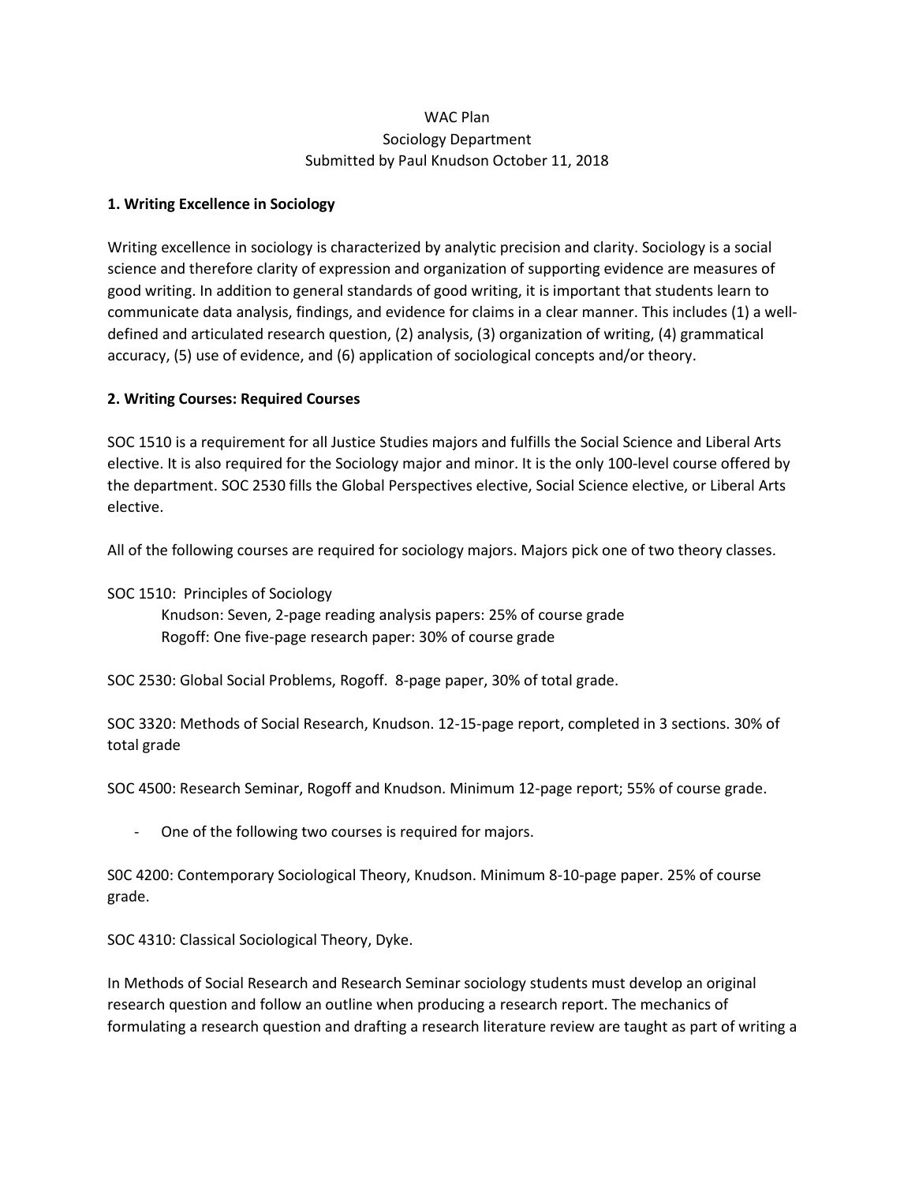WAC Plan
Sociology Department
Submitted by Paul Knudson October 11, 2018

**1. Writing Excellence in Sociology**

Writing excellence in sociology is characterized by analytic precision and clarity. Sociology is a social science and therefore clarity of expression and organization of supporting evidence are measures of good writing. In addition to general standards of good writing, it is important that students learn to communicate data analysis, findings, and evidence for claims in a clear manner. This includes (1) a well-defined and articulated research question, (2) analysis, (3) organization of writing, (4) grammatical accuracy, (5) use of evidence, and (6) application of sociological concepts and/or theory.

**2. Writing Courses: Required Courses**

SOC 1510 is a requirement for all Justice Studies majors and fulfills the Social Science and Liberal Arts elective. It is also required for the Sociology major and minor. It is the only 100-level course offered by the department. SOC 2530 fills the Global Perspectives elective, Social Science elective, or Liberal Arts elective.

All of the following courses are required for sociology majors. Majors pick one of two theory classes.

SOC 1510: Principles of Sociology
    Knudson: Seven, 2-page reading analysis papers: 25% of course grade
    Rogoff: One five-page research paper: 30% of course grade

SOC 2530: Global Social Problems, Rogoff. 8-page paper, 30% of total grade.

SOC 3320: Methods of Social Research, Knudson. 12-15-page report, completed in 3 sections. 30% of total grade

SOC 4500: Research Seminar, Rogoff and Knudson. Minimum 12-page report; 55% of course grade.

- One of the following two courses is required for majors.

S0C 4200: Contemporary Sociological Theory, Knudson. Minimum 8-10-page paper. 25% of course grade.

SOC 4310: Classical Sociological Theory, Dyke.

In Methods of Social Research and Research Seminar sociology students must develop an original research question and follow an outline when producing a research report. The mechanics of formulating a research question and drafting a research literature review are taught as part of writing a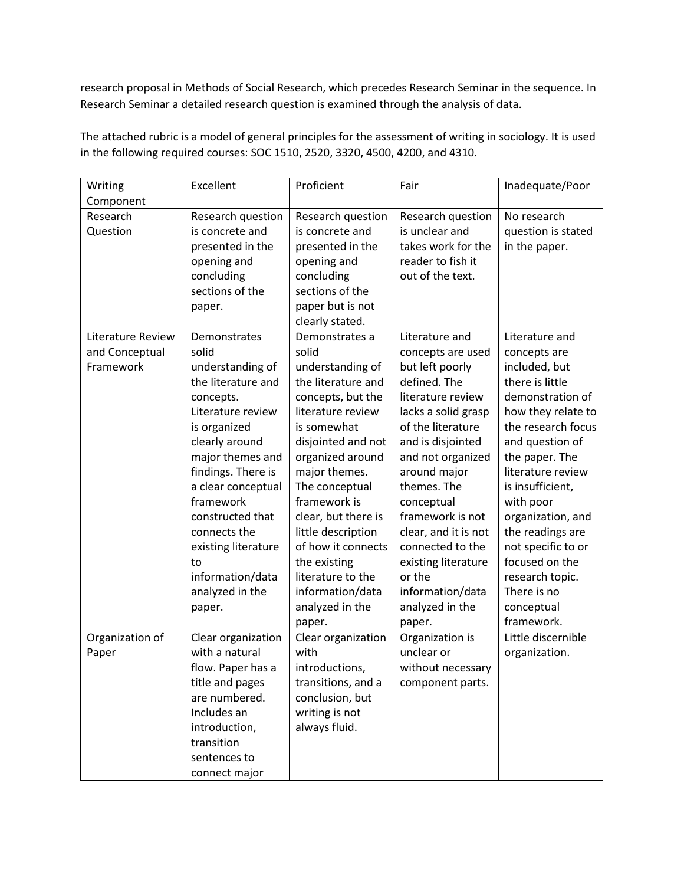research proposal in Methods of Social Research, which precedes Research Seminar in the sequence. In Research Seminar a detailed research question is examined through the analysis of data.

The attached rubric is a model of general principles for the assessment of writing in sociology. It is used in the following required courses: SOC 1510, 2520, 3320, 4500, 4200, and 4310.

| Writing Component | Excellent | Proficient | Fair | Inadequate/Poor |
|---|---|---|---|---|
| Research Question | Research question is concrete and presented in the opening and concluding sections of the paper. | Research question is concrete and presented in the opening and concluding sections of the paper but is not clearly stated. | Research question is unclear and takes work for the reader to fish it out of the text. | No research question is stated in the paper. |
| Literature Review and Conceptual Framework | Demonstrates solid understanding of the literature and concepts. Literature review is organized clearly around major themes and findings. There is a clear conceptual framework constructed that connects the existing literature to information/data analyzed in the paper. | Demonstrates a solid understanding of the literature and concepts, but the literature review is somewhat disjointed and not organized around major themes. The conceptual framework is clear, but there is little description of how it connects the existing literature to the information/data analyzed in the paper. | Literature and concepts are used but left poorly defined. The literature review lacks a solid grasp of the literature and is disjointed and not organized around major themes. The conceptual framework is not clear, and it is not connected to the existing literature or the information/data analyzed in the paper. | Literature and concepts are included, but there is little demonstration of how they relate to the research focus and question of the paper. The literature review is insufficient, with poor organization, and the readings are not specific to or focused on the research topic. There is no conceptual framework. |
| Organization of Paper | Clear organization with a natural flow. Paper has a title and pages are numbered. Includes an introduction, transition sentences to connect major | Clear organization with introductions, transitions, and a conclusion, but writing is not always fluid. | Organization is unclear or without necessary component parts. | Little discernible organization. |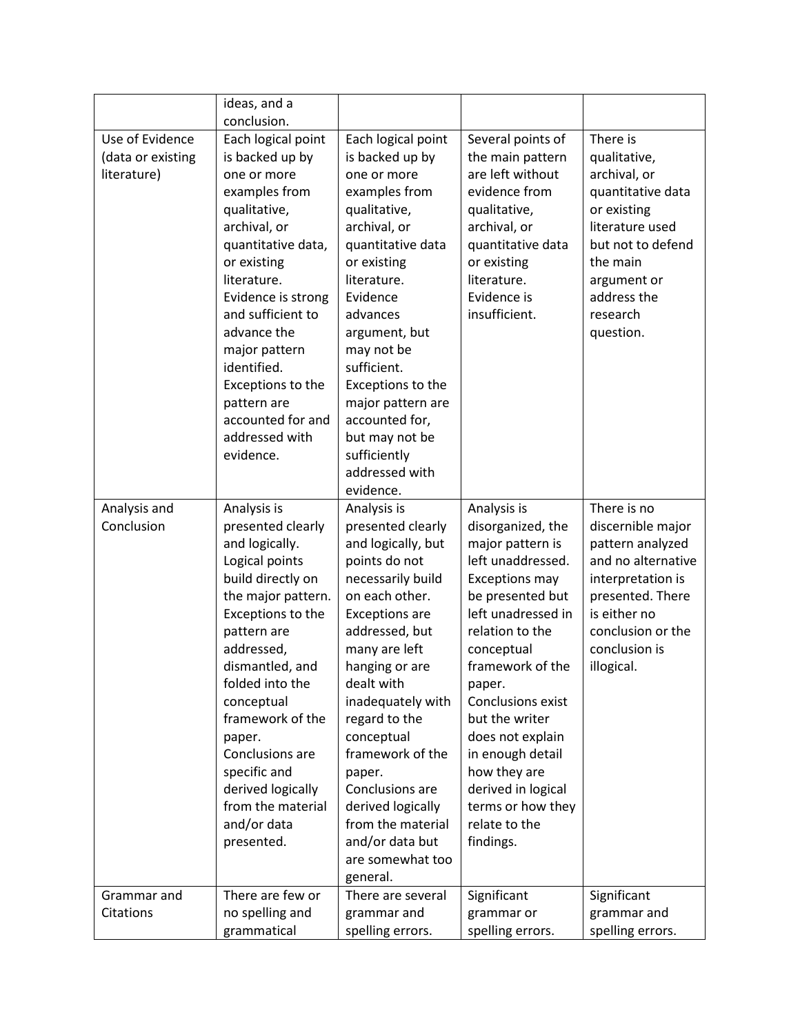| | | | | |
|---|---|---|---|---|
| | ideas, and a conclusion. | | | |
| Use of Evidence (data or existing literature) | Each logical point is backed up by one or more examples from qualitative, archival, or quantitative data, or existing literature. Evidence is strong and sufficient to advance the major pattern identified. Exceptions to the pattern are accounted for and addressed with evidence. | Each logical point is backed up by one or more examples from qualitative, archival, or quantitative data or existing literature. Evidence advances argument, but may not be sufficient. Exceptions to the major pattern are accounted for, but may not be sufficiently addressed with evidence. | Several points of the main pattern are left without evidence from qualitative, archival, or quantitative data or existing literature. Evidence is insufficient. | There is qualitative, archival, or quantitative data or existing literature used but not to defend the main argument or address the research question. |
| Analysis and Conclusion | Analysis is presented clearly and logically. Logical points build directly on the major pattern. Exceptions to the pattern are addressed, dismantled, and folded into the conceptual framework of the paper. Conclusions are specific and derived logically from the material and/or data presented. | Analysis is presented clearly and logically, but points do not necessarily build on each other. Exceptions are addressed, but many are left hanging or are dealt with inadequately with regard to the conceptual framework of the paper. Conclusions are derived logically from the material and/or data but are somewhat too general. | Analysis is disorganized, the major pattern is left unaddressed. Exceptions may be presented but left unaddressed in relation to the conceptual framework of the paper. Conclusions exist but the writer does not explain in enough detail how they are derived in logical terms or how they relate to the findings. | There is no discernible major pattern analyzed and no alternative interpretation is presented. There is either no conclusion or the conclusion is illogical. |
| Grammar and Citations | There are few or no spelling and grammatical | There are several grammar and spelling errors. | Significant grammar or spelling errors. | Significant grammar and spelling errors. |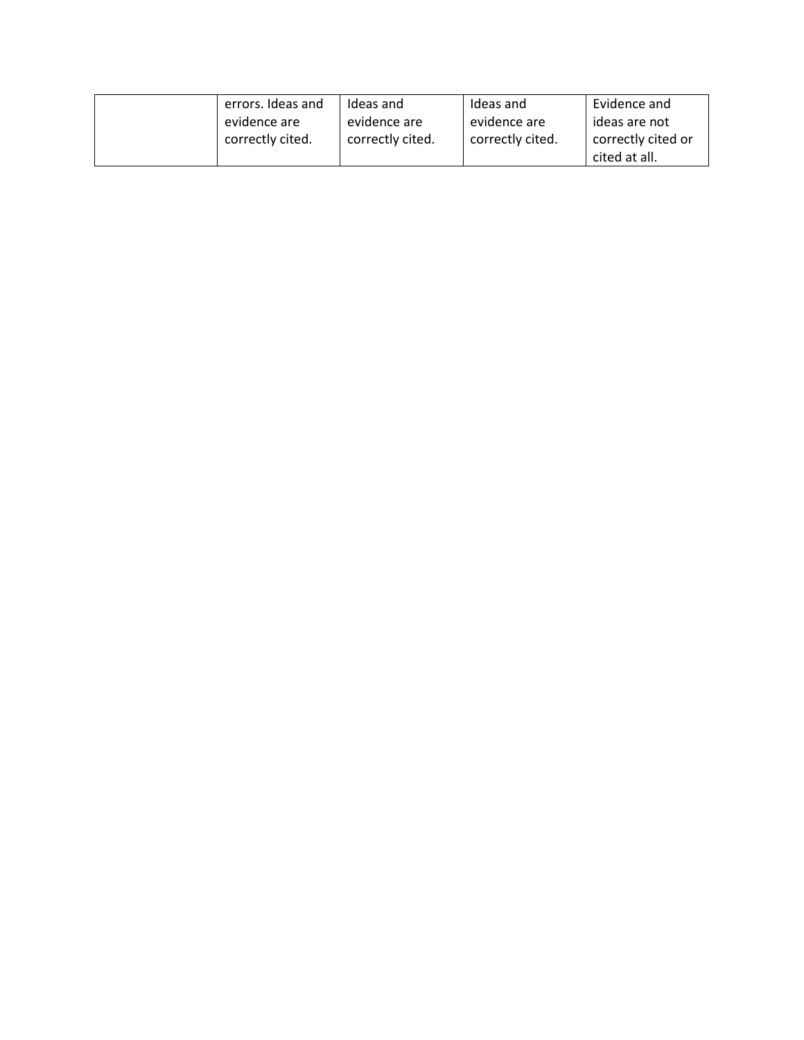| | | | | |
|---|---|---|---|---|
| | errors. Ideas and evidence are correctly cited. | Ideas and evidence are correctly cited. | Ideas and evidence are correctly cited. | Evidence and ideas are not correctly cited or cited at all. |